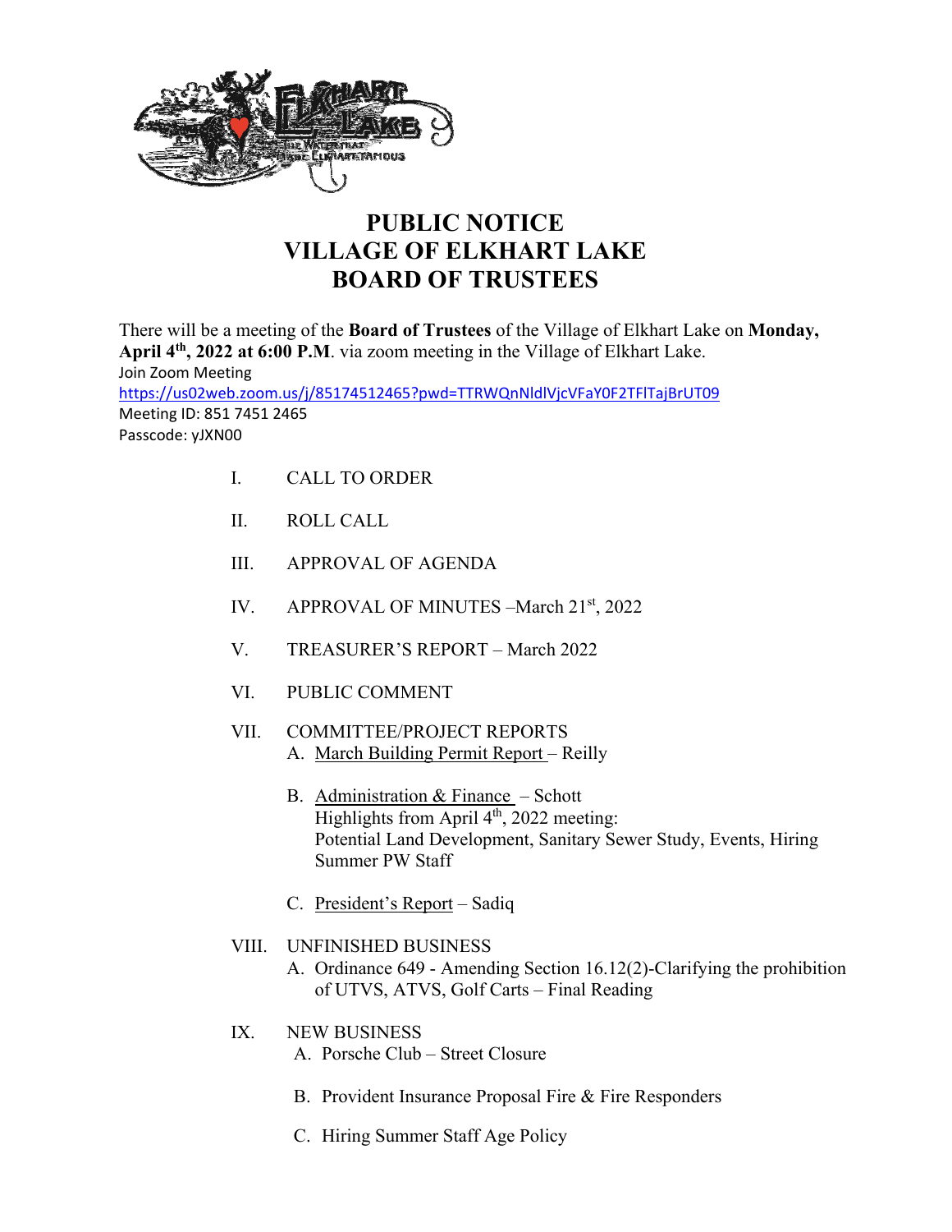# PUBLIC NOTICE
# VILLAGE OF ELKHART LAKE
# BOARD OF TRUSTEES

There will be a meeting of the **Board of Trustees** of the Village of Elkhart Lake on **Monday, April 4th, 2022 at 6:00 P.M**. via zoom meeting in the Village of Elkhart Lake.
Join Zoom Meeting
https://us02web.zoom.us/j/85174512465?pwd=TTRWQnNldlVjcVFaY0F2TFlTajBrUT09
Meeting ID: 851 7451 2465
Passcode: yJXN00

I. CALL TO ORDER

II. ROLL CALL

III. APPROVAL OF AGENDA

IV. APPROVAL OF MINUTES –March 21st, 2022

V. TREASURER'S REPORT – March 2022

VI. PUBLIC COMMENT

VII. COMMITTEE/PROJECT REPORTS
   A. March Building Permit Report – Reilly

   B. Administration & Finance – Schott
      Highlights from April 4th, 2022 meeting:
      Potential Land Development, Sanitary Sewer Study, Events, Hiring Summer PW Staff

   C. President's Report – Sadiq

VIII. UNFINISHED BUSINESS
   A. Ordinance 649 - Amending Section 16.12(2)-Clarifying the prohibition of UTVS, ATVS, Golf Carts – Final Reading

IX. NEW BUSINESS
   A. Porsche Club – Street Closure

   B. Provident Insurance Proposal Fire & Fire Responders

   C. Hiring Summer Staff Age Policy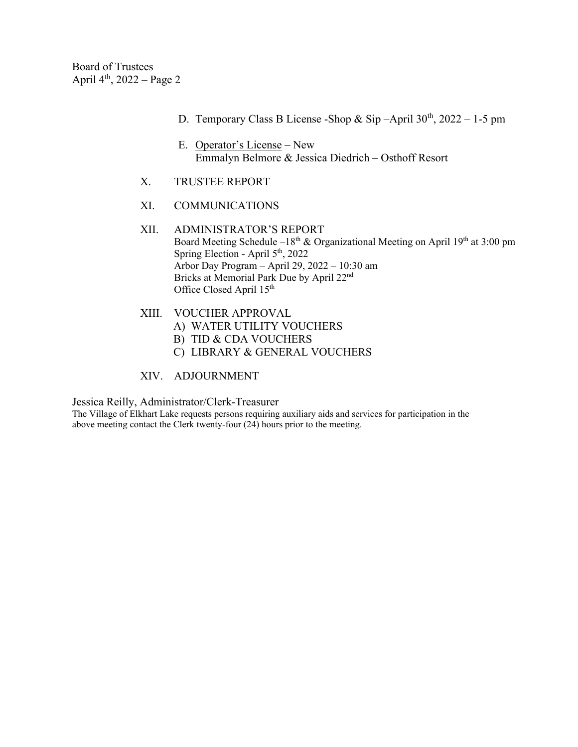D. Temporary Class B License -Shop & Sip –April 30th, 2022 – 1-5 pm

E. Operator's License – New
Emmalyn Belmore & Jessica Diedrich – Osthoff Resort

X. TRUSTEE REPORT

XI. COMMUNICATIONS

XII. ADMINISTRATOR'S REPORT
Board Meeting Schedule –18th & Organizational Meeting on April 19th at 3:00 pm
Spring Election - April 5th, 2022
Arbor Day Program – April 29, 2022 – 10:30 am
Bricks at Memorial Park Due by April 22nd
Office Closed April 15th

XIII. VOUCHER APPROVAL
A) WATER UTILITY VOUCHERS
B) TID & CDA VOUCHERS
C) LIBRARY & GENERAL VOUCHERS

XIV. ADJOURNMENT

Jessica Reilly, Administrator/Clerk-Treasurer
The Village of Elkhart Lake requests persons requiring auxiliary aids and services for participation in the above meeting contact the Clerk twenty-four (24) hours prior to the meeting.